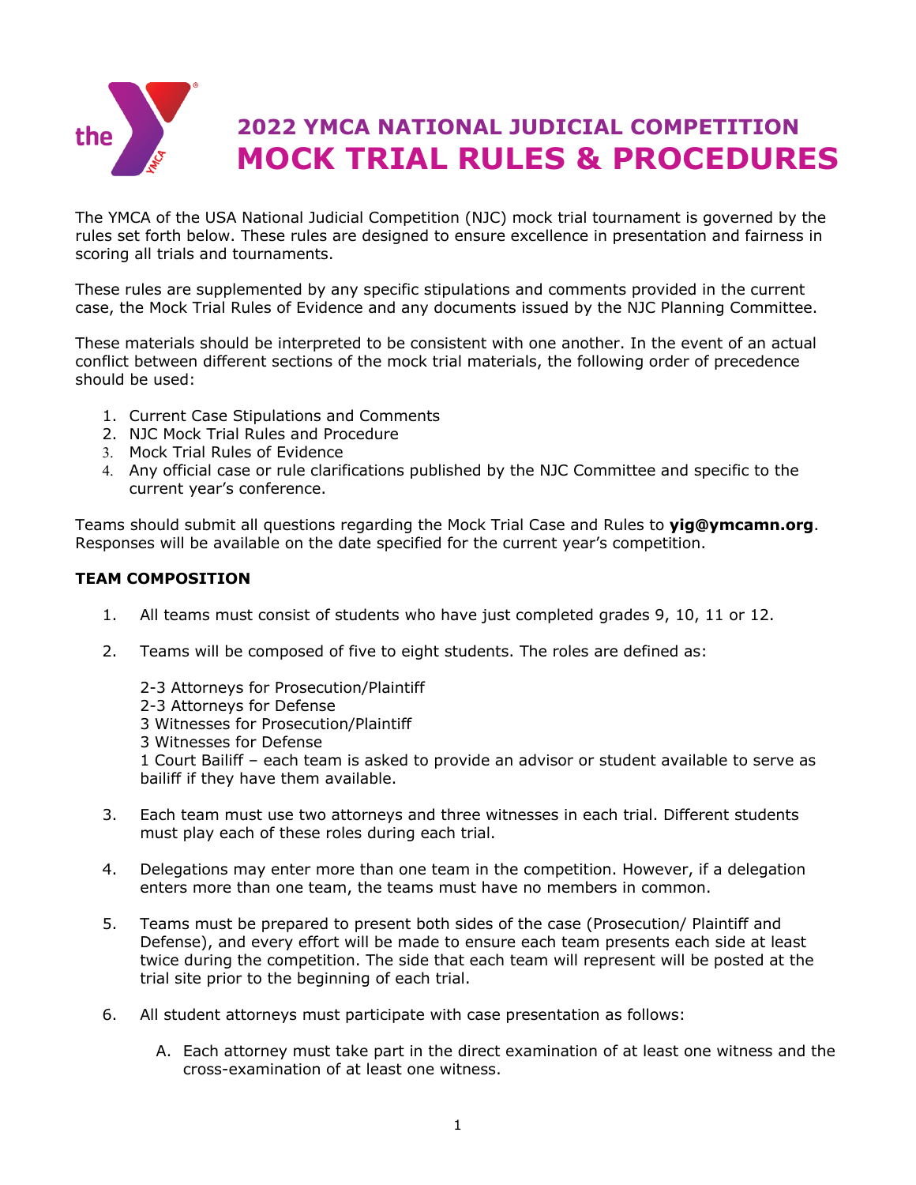# 2022 YMCA NATIONAL JUDICIAL COMPETITION
# MOCK TRIAL RULES & PROCEDURES

The YMCA of the USA National Judicial Competition (NJC) mock trial tournament is governed by the rules set forth below. These rules are designed to ensure excellence in presentation and fairness in scoring all trials and tournaments.

These rules are supplemented by any specific stipulations and comments provided in the current case, the Mock Trial Rules of Evidence and any documents issued by the NJC Planning Committee.

These materials should be interpreted to be consistent with one another. In the event of an actual conflict between different sections of the mock trial materials, the following order of precedence should be used:

1. Current Case Stipulations and Comments
2. NJC Mock Trial Rules and Procedure
3. Mock Trial Rules of Evidence
4. Any official case or rule clarifications published by the NJC Committee and specific to the current year's conference.

Teams should submit all questions regarding the Mock Trial Case and Rules to **yig@ymcamn.org**. Responses will be available on the date specified for the current year's competition.

## TEAM COMPOSITION

1. All teams must consist of students who have just completed grades 9, 10, 11 or 12.

2. Teams will be composed of five to eight students. The roles are defined as:

   2-3 Attorneys for Prosecution/Plaintiff
   2-3 Attorneys for Defense
   3 Witnesses for Prosecution/Plaintiff
   3 Witnesses for Defense
   1 Court Bailiff – each team is asked to provide an advisor or student available to serve as bailiff if they have them available.

3. Each team must use two attorneys and three witnesses in each trial. Different students must play each of these roles during each trial.

4. Delegations may enter more than one team in the competition. However, if a delegation enters more than one team, the teams must have no members in common.

5. Teams must be prepared to present both sides of the case (Prosecution/ Plaintiff and Defense), and every effort will be made to ensure each team presents each side at least twice during the competition. The side that each team will represent will be posted at the trial site prior to the beginning of each trial.

6. All student attorneys must participate with case presentation as follows:

   A. Each attorney must take part in the direct examination of at least one witness and the cross-examination of at least one witness.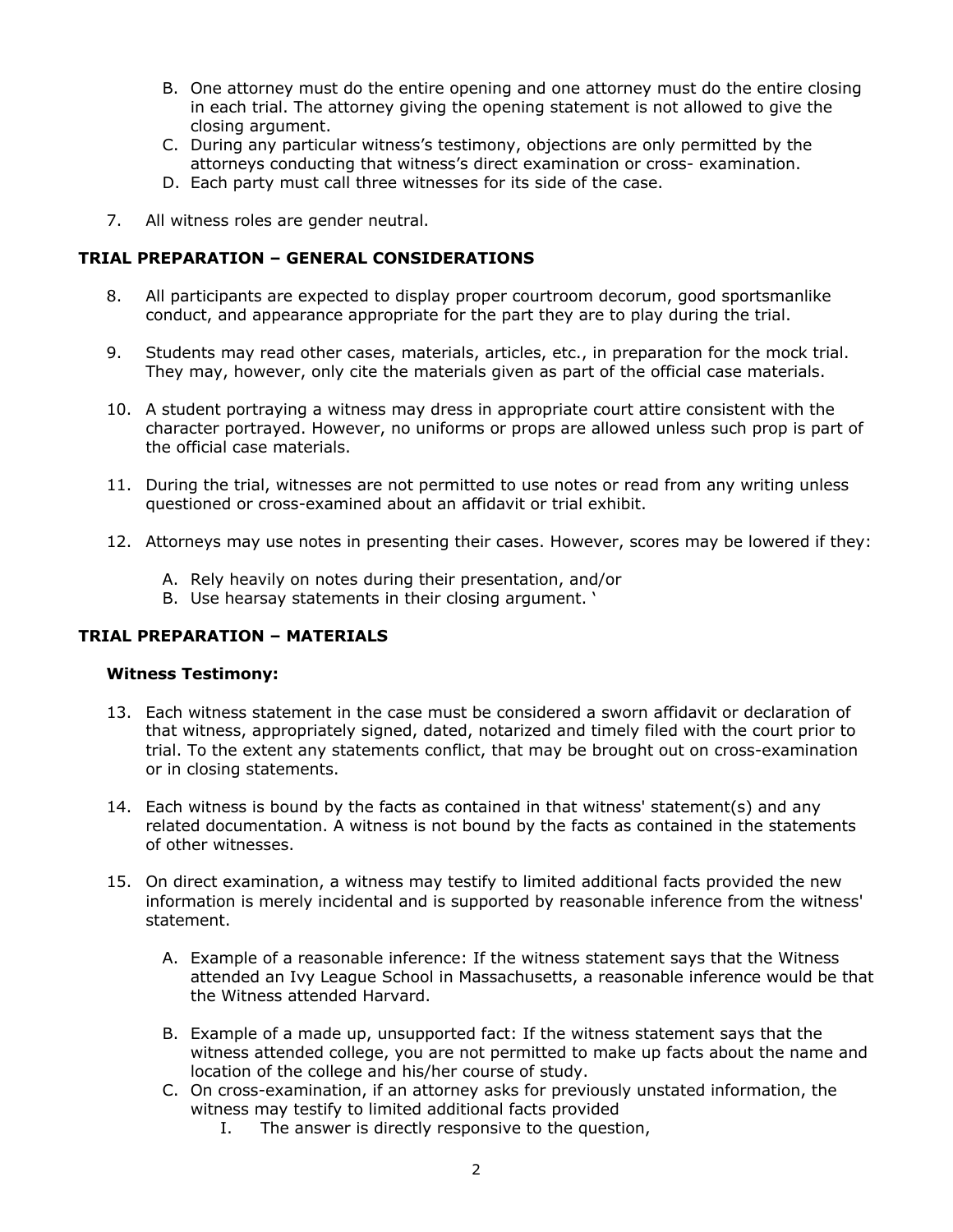B. One attorney must do the entire opening and one attorney must do the entire closing in each trial. The attorney giving the opening statement is not allowed to give the closing argument.
C. During any particular witness's testimony, objections are only permitted by the attorneys conducting that witness's direct examination or cross- examination.
D. Each party must call three witnesses for its side of the case.

7. All witness roles are gender neutral.

**TRIAL PREPARATION – GENERAL CONSIDERATIONS**

8. All participants are expected to display proper courtroom decorum, good sportsmanlike conduct, and appearance appropriate for the part they are to play during the trial.

9. Students may read other cases, materials, articles, etc., in preparation for the mock trial. They may, however, only cite the materials given as part of the official case materials.

10. A student portraying a witness may dress in appropriate court attire consistent with the character portrayed. However, no uniforms or props are allowed unless such prop is part of the official case materials.

11. During the trial, witnesses are not permitted to use notes or read from any writing unless questioned or cross-examined about an affidavit or trial exhibit.

12. Attorneys may use notes in presenting their cases. However, scores may be lowered if they:

    A. Rely heavily on notes during their presentation, and/or
    B. Use hearsay statements in their closing argument. '

**TRIAL PREPARATION – MATERIALS**

**Witness Testimony:**

13. Each witness statement in the case must be considered a sworn affidavit or declaration of that witness, appropriately signed, dated, notarized and timely filed with the court prior to trial. To the extent any statements conflict, that may be brought out on cross-examination or in closing statements.

14. Each witness is bound by the facts as contained in that witness' statement(s) and any related documentation. A witness is not bound by the facts as contained in the statements of other witnesses.

15. On direct examination, a witness may testify to limited additional facts provided the new information is merely incidental and is supported by reasonable inference from the witness' statement.

    A. Example of a reasonable inference: If the witness statement says that the Witness attended an Ivy League School in Massachusetts, a reasonable inference would be that the Witness attended Harvard.

    B. Example of a made up, unsupported fact: If the witness statement says that the witness attended college, you are not permitted to make up facts about the name and location of the college and his/her course of study.
    C. On cross-examination, if an attorney asks for previously unstated information, the witness may testify to limited additional facts provided
        I. The answer is directly responsive to the question,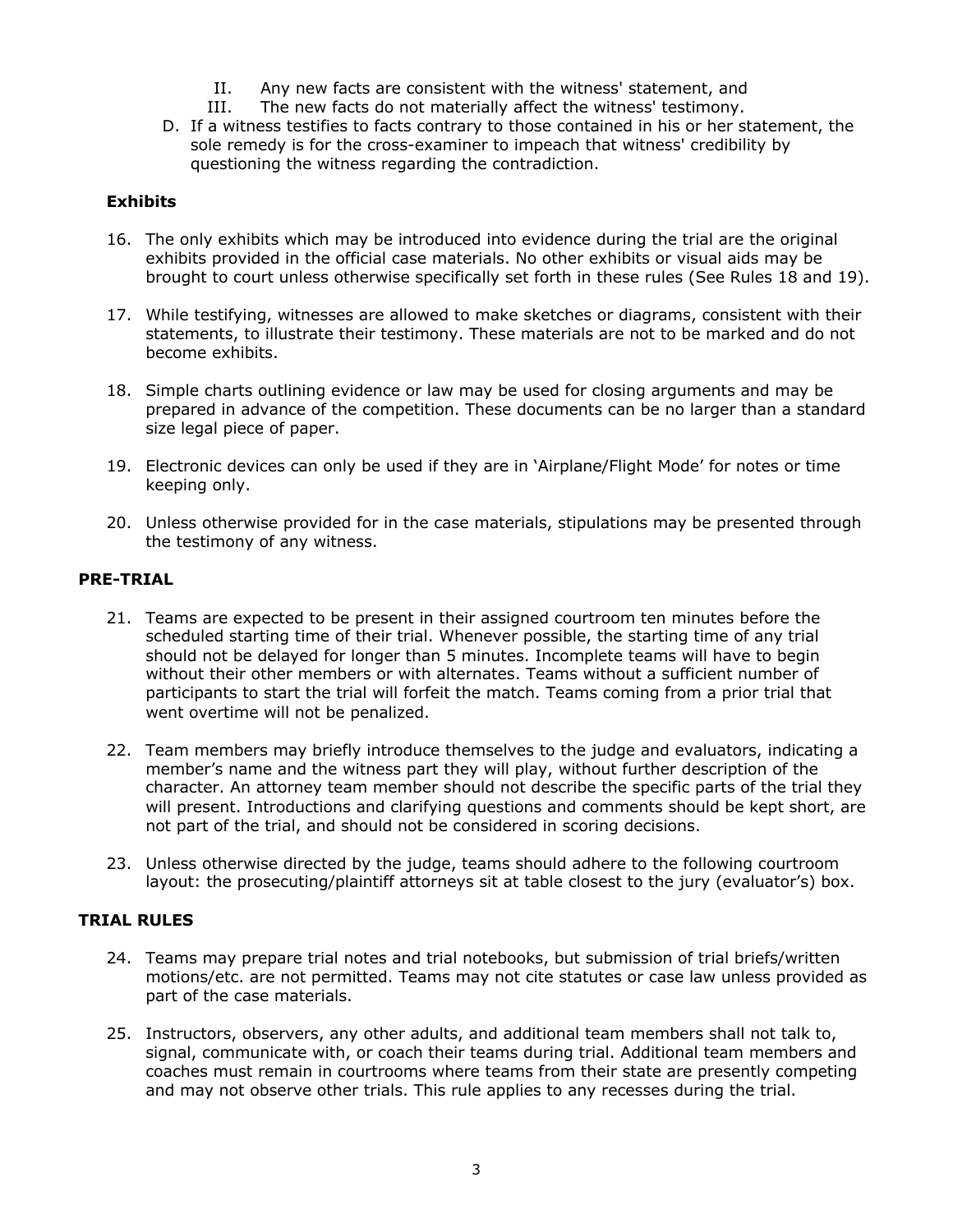II. Any new facts are consistent with the witness' statement, and

III. The new facts do not materially affect the witness' testimony.

D. If a witness testifies to facts contrary to those contained in his or her statement, the sole remedy is for the cross-examiner to impeach that witness' credibility by questioning the witness regarding the contradiction.

**Exhibits**

16. The only exhibits which may be introduced into evidence during the trial are the original exhibits provided in the official case materials. No other exhibits or visual aids may be brought to court unless otherwise specifically set forth in these rules (See Rules 18 and 19).

17. While testifying, witnesses are allowed to make sketches or diagrams, consistent with their statements, to illustrate their testimony. These materials are not to be marked and do not become exhibits.

18. Simple charts outlining evidence or law may be used for closing arguments and may be prepared in advance of the competition. These documents can be no larger than a standard size legal piece of paper.

19. Electronic devices can only be used if they are in 'Airplane/Flight Mode' for notes or time keeping only.

20. Unless otherwise provided for in the case materials, stipulations may be presented through the testimony of any witness.

**PRE-TRIAL**

21. Teams are expected to be present in their assigned courtroom ten minutes before the scheduled starting time of their trial. Whenever possible, the starting time of any trial should not be delayed for longer than 5 minutes. Incomplete teams will have to begin without their other members or with alternates. Teams without a sufficient number of participants to start the trial will forfeit the match. Teams coming from a prior trial that went overtime will not be penalized.

22. Team members may briefly introduce themselves to the judge and evaluators, indicating a member's name and the witness part they will play, without further description of the character. An attorney team member should not describe the specific parts of the trial they will present. Introductions and clarifying questions and comments should be kept short, are not part of the trial, and should not be considered in scoring decisions.

23. Unless otherwise directed by the judge, teams should adhere to the following courtroom layout: the prosecuting/plaintiff attorneys sit at table closest to the jury (evaluator's) box.

**TRIAL RULES**

24. Teams may prepare trial notes and trial notebooks, but submission of trial briefs/written motions/etc. are not permitted. Teams may not cite statutes or case law unless provided as part of the case materials.

25. Instructors, observers, any other adults, and additional team members shall not talk to, signal, communicate with, or coach their teams during trial. Additional team members and coaches must remain in courtrooms where teams from their state are presently competing and may not observe other trials. This rule applies to any recesses during the trial.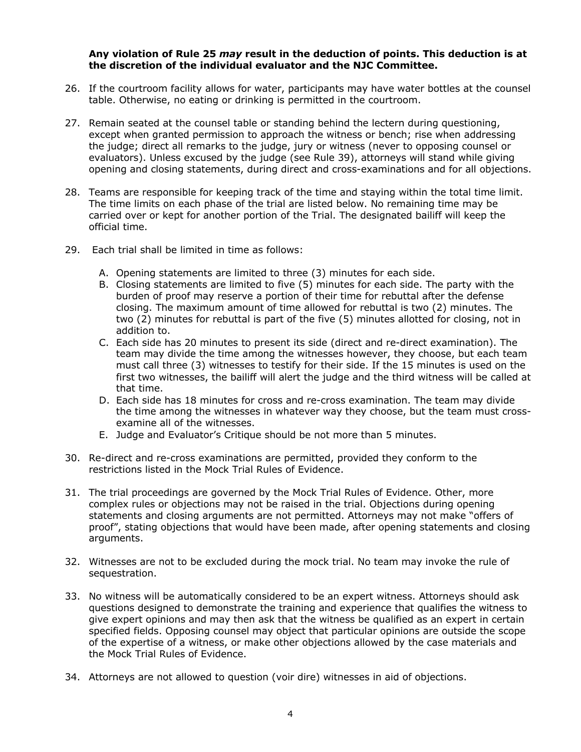**Any violation of Rule 25 *may* result in the deduction of points. This deduction is at the discretion of the individual evaluator and the NJC Committee.**

26. If the courtroom facility allows for water, participants may have water bottles at the counsel table. Otherwise, no eating or drinking is permitted in the courtroom.

27. Remain seated at the counsel table or standing behind the lectern during questioning, except when granted permission to approach the witness or bench; rise when addressing the judge; direct all remarks to the judge, jury or witness (never to opposing counsel or evaluators). Unless excused by the judge (see Rule 39), attorneys will stand while giving opening and closing statements, during direct and cross-examinations and for all objections.

28. Teams are responsible for keeping track of the time and staying within the total time limit. The time limits on each phase of the trial are listed below. No remaining time may be carried over or kept for another portion of the Trial. The designated bailiff will keep the official time.

29. Each trial shall be limited in time as follows:

    A. Opening statements are limited to three (3) minutes for each side.
    B. Closing statements are limited to five (5) minutes for each side. The party with the burden of proof may reserve a portion of their time for rebuttal after the defense closing. The maximum amount of time allowed for rebuttal is two (2) minutes. The two (2) minutes for rebuttal is part of the five (5) minutes allotted for closing, not in addition to.
    C. Each side has 20 minutes to present its side (direct and re-direct examination). The team may divide the time among the witnesses however, they choose, but each team must call three (3) witnesses to testify for their side. If the 15 minutes is used on the first two witnesses, the bailiff will alert the judge and the third witness will be called at that time.
    D. Each side has 18 minutes for cross and re-cross examination. The team may divide the time among the witnesses in whatever way they choose, but the team must cross-examine all of the witnesses.
    E. Judge and Evaluator's Critique should be not more than 5 minutes.

30. Re-direct and re-cross examinations are permitted, provided they conform to the restrictions listed in the Mock Trial Rules of Evidence.

31. The trial proceedings are governed by the Mock Trial Rules of Evidence. Other, more complex rules or objections may not be raised in the trial. Objections during opening statements and closing arguments are not permitted. Attorneys may not make "offers of proof", stating objections that would have been made, after opening statements and closing arguments.

32. Witnesses are not to be excluded during the mock trial. No team may invoke the rule of sequestration.

33. No witness will be automatically considered to be an expert witness. Attorneys should ask questions designed to demonstrate the training and experience that qualifies the witness to give expert opinions and may then ask that the witness be qualified as an expert in certain specified fields. Opposing counsel may object that particular opinions are outside the scope of the expertise of a witness, or make other objections allowed by the case materials and the Mock Trial Rules of Evidence.

34. Attorneys are not allowed to question (voir dire) witnesses in aid of objections.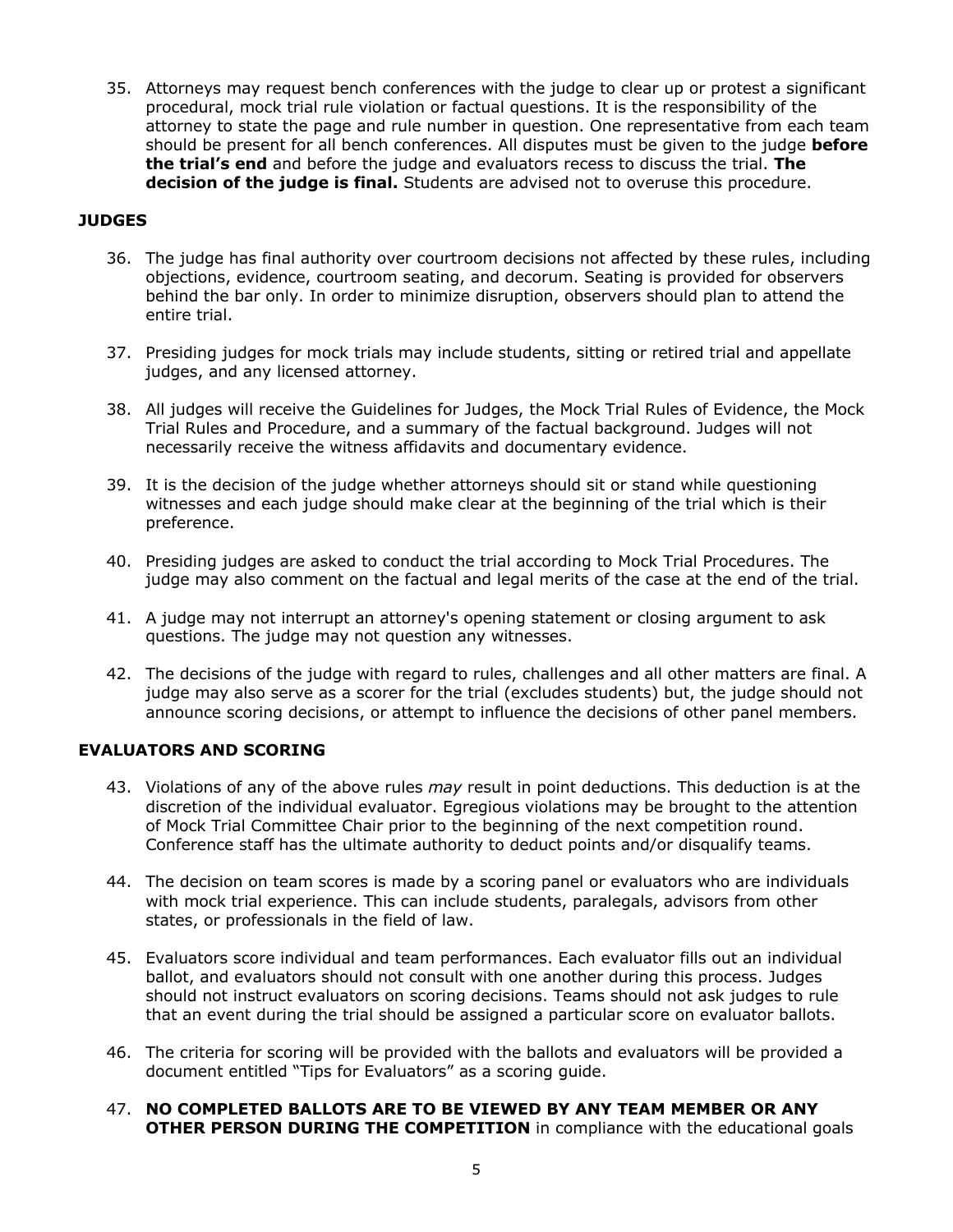35. Attorneys may request bench conferences with the judge to clear up or protest a significant procedural, mock trial rule violation or factual questions. It is the responsibility of the attorney to state the page and rule number in question. One representative from each team should be present for all bench conferences. All disputes must be given to the judge **before the trial's end** and before the judge and evaluators recess to discuss the trial. **The decision of the judge is final.** Students are advised not to overuse this procedure.

### JUDGES

36. The judge has final authority over courtroom decisions not affected by these rules, including objections, evidence, courtroom seating, and decorum. Seating is provided for observers behind the bar only. In order to minimize disruption, observers should plan to attend the entire trial.

37. Presiding judges for mock trials may include students, sitting or retired trial and appellate judges, and any licensed attorney.

38. All judges will receive the Guidelines for Judges, the Mock Trial Rules of Evidence, the Mock Trial Rules and Procedure, and a summary of the factual background. Judges will not necessarily receive the witness affidavits and documentary evidence.

39. It is the decision of the judge whether attorneys should sit or stand while questioning witnesses and each judge should make clear at the beginning of the trial which is their preference.

40. Presiding judges are asked to conduct the trial according to Mock Trial Procedures. The judge may also comment on the factual and legal merits of the case at the end of the trial.

41. A judge may not interrupt an attorney's opening statement or closing argument to ask questions. The judge may not question any witnesses.

42. The decisions of the judge with regard to rules, challenges and all other matters are final. A judge may also serve as a scorer for the trial (excludes students) but, the judge should not announce scoring decisions, or attempt to influence the decisions of other panel members.

### EVALUATORS AND SCORING

43. Violations of any of the above rules *may* result in point deductions. This deduction is at the discretion of the individual evaluator. Egregious violations may be brought to the attention of Mock Trial Committee Chair prior to the beginning of the next competition round. Conference staff has the ultimate authority to deduct points and/or disqualify teams.

44. The decision on team scores is made by a scoring panel or evaluators who are individuals with mock trial experience. This can include students, paralegals, advisors from other states, or professionals in the field of law.

45. Evaluators score individual and team performances. Each evaluator fills out an individual ballot, and evaluators should not consult with one another during this process. Judges should not instruct evaluators on scoring decisions. Teams should not ask judges to rule that an event during the trial should be assigned a particular score on evaluator ballots.

46. The criteria for scoring will be provided with the ballots and evaluators will be provided a document entitled "Tips for Evaluators" as a scoring guide.

47. **NO COMPLETED BALLOTS ARE TO BE VIEWED BY ANY TEAM MEMBER OR ANY OTHER PERSON DURING THE COMPETITION** in compliance with the educational goals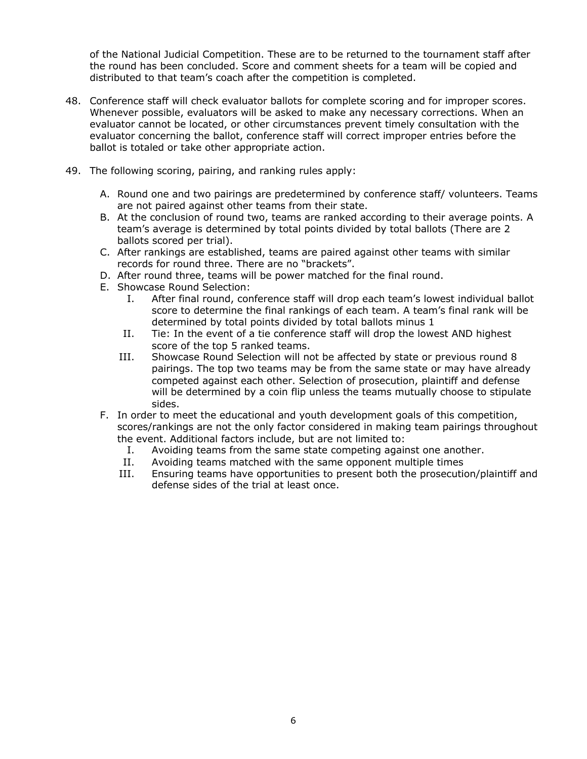of the National Judicial Competition. These are to be returned to the tournament staff after the round has been concluded. Score and comment sheets for a team will be copied and distributed to that team's coach after the competition is completed.

48. Conference staff will check evaluator ballots for complete scoring and for improper scores. Whenever possible, evaluators will be asked to make any necessary corrections. When an evaluator cannot be located, or other circumstances prevent timely consultation with the evaluator concerning the ballot, conference staff will correct improper entries before the ballot is totaled or take other appropriate action.

49. The following scoring, pairing, and ranking rules apply:

    A. Round one and two pairings are predetermined by conference staff/ volunteers. Teams are not paired against other teams from their state.
    B. At the conclusion of round two, teams are ranked according to their average points. A team's average is determined by total points divided by total ballots (There are 2 ballots scored per trial).
    C. After rankings are established, teams are paired against other teams with similar records for round three. There are no "brackets".
    D. After round three, teams will be power matched for the final round.
    E. Showcase Round Selection:
        I. After final round, conference staff will drop each team's lowest individual ballot score to determine the final rankings of each team. A team's final rank will be determined by total points divided by total ballots minus 1
        II. Tie: In the event of a tie conference staff will drop the lowest AND highest score of the top 5 ranked teams.
        III. Showcase Round Selection will not be affected by state or previous round 8 pairings. The top two teams may be from the same state or may have already competed against each other. Selection of prosecution, plaintiff and defense will be determined by a coin flip unless the teams mutually choose to stipulate sides.
    F. In order to meet the educational and youth development goals of this competition, scores/rankings are not the only factor considered in making team pairings throughout the event. Additional factors include, but are not limited to:
        I. Avoiding teams from the same state competing against one another.
        II. Avoiding teams matched with the same opponent multiple times
        III. Ensuring teams have opportunities to present both the prosecution/plaintiff and defense sides of the trial at least once.